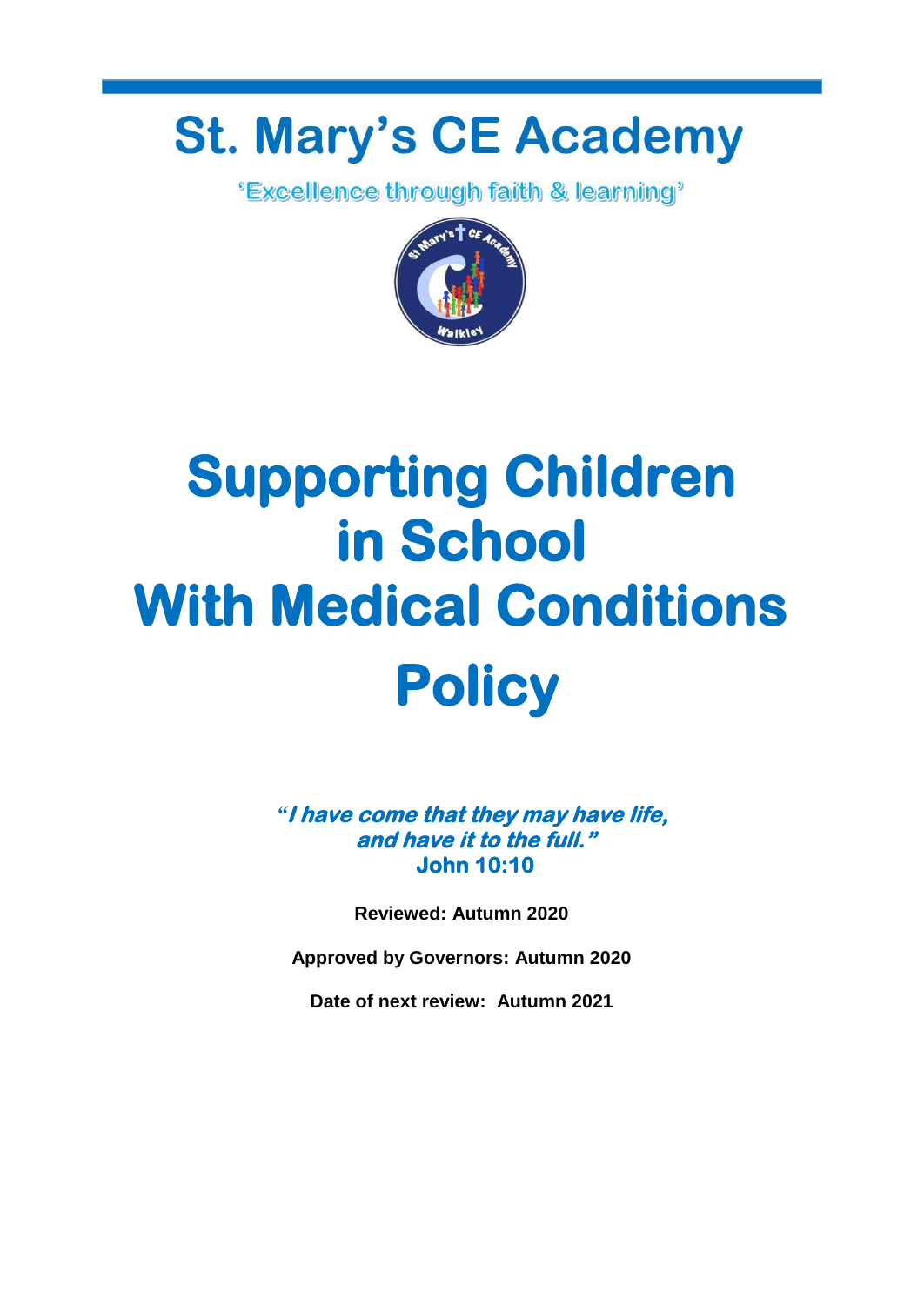# St. Mary's CE Academy

'Excellence through faith & learning'

# Supporting Children in School With Medical Conditions Policy

***"I have come that they may have life, and have it to the full."***
**John 10:10**

**Reviewed: Autumn 2020**

**Approved by Governors: Autumn 2020**

**Date of next review: Autumn 2021**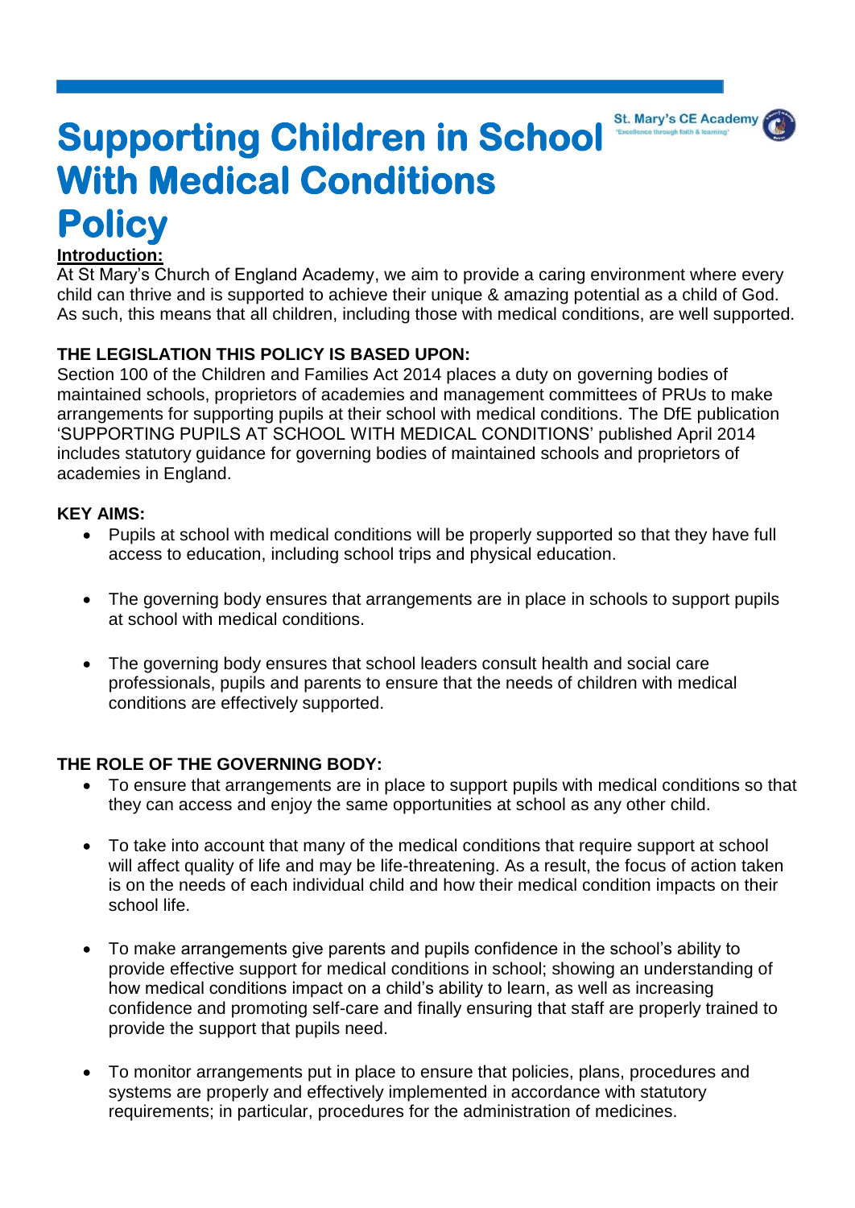# Supporting Children in School With Medical Conditions Policy

**Introduction:**

At St Mary's Church of England Academy, we aim to provide a caring environment where every child can thrive and is supported to achieve their unique & amazing potential as a child of God. As such, this means that all children, including those with medical conditions, are well supported.

**THE LEGISLATION THIS POLICY IS BASED UPON:**

Section 100 of the Children and Families Act 2014 places a duty on governing bodies of maintained schools, proprietors of academies and management committees of PRUs to make arrangements for supporting pupils at their school with medical conditions. The DfE publication 'SUPPORTING PUPILS AT SCHOOL WITH MEDICAL CONDITIONS' published April 2014 includes statutory guidance for governing bodies of maintained schools and proprietors of academies in England.

**KEY AIMS:**

- Pupils at school with medical conditions will be properly supported so that they have full access to education, including school trips and physical education.
- The governing body ensures that arrangements are in place in schools to support pupils at school with medical conditions.
- The governing body ensures that school leaders consult health and social care professionals, pupils and parents to ensure that the needs of children with medical conditions are effectively supported.

**THE ROLE OF THE GOVERNING BODY:**

- To ensure that arrangements are in place to support pupils with medical conditions so that they can access and enjoy the same opportunities at school as any other child.
- To take into account that many of the medical conditions that require support at school will affect quality of life and may be life-threatening. As a result, the focus of action taken is on the needs of each individual child and how their medical condition impacts on their school life.
- To make arrangements give parents and pupils confidence in the school's ability to provide effective support for medical conditions in school; showing an understanding of how medical conditions impact on a child's ability to learn, as well as increasing confidence and promoting self-care and finally ensuring that staff are properly trained to provide the support that pupils need.
- To monitor arrangements put in place to ensure that policies, plans, procedures and systems are properly and effectively implemented in accordance with statutory requirements; in particular, procedures for the administration of medicines.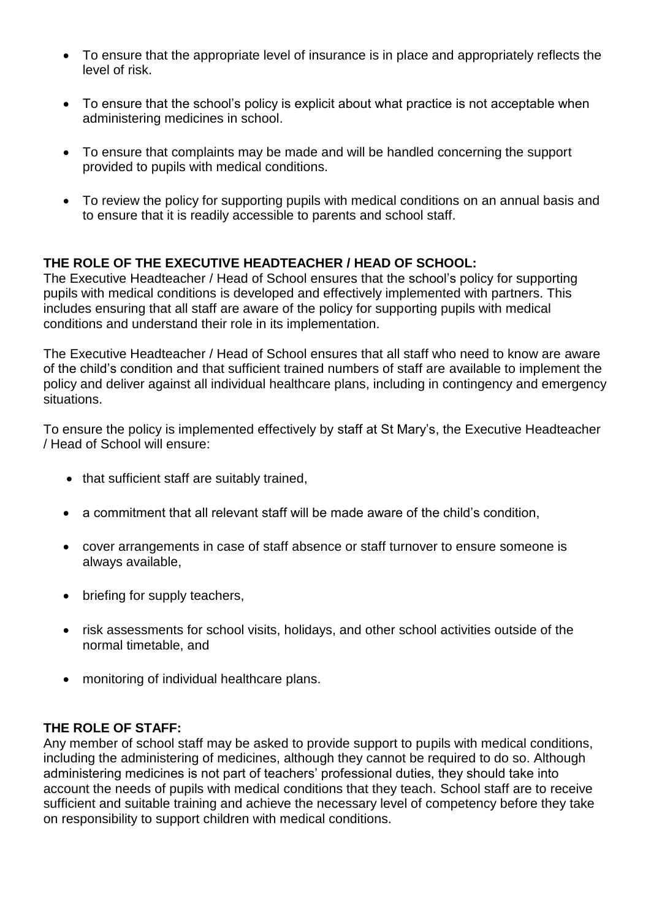- To ensure that the appropriate level of insurance is in place and appropriately reflects the level of risk.

- To ensure that the school's policy is explicit about what practice is not acceptable when administering medicines in school.

- To ensure that complaints may be made and will be handled concerning the support provided to pupils with medical conditions.

- To review the policy for supporting pupils with medical conditions on an annual basis and to ensure that it is readily accessible to parents and school staff.

**THE ROLE OF THE EXECUTIVE HEADTEACHER / HEAD OF SCHOOL:**

The Executive Headteacher / Head of School ensures that the school's policy for supporting pupils with medical conditions is developed and effectively implemented with partners. This includes ensuring that all staff are aware of the policy for supporting pupils with medical conditions and understand their role in its implementation.

The Executive Headteacher / Head of School ensures that all staff who need to know are aware of the child's condition and that sufficient trained numbers of staff are available to implement the policy and deliver against all individual healthcare plans, including in contingency and emergency situations.

To ensure the policy is implemented effectively by staff at St Mary's, the Executive Headteacher / Head of School will ensure:

- that sufficient staff are suitably trained,

- a commitment that all relevant staff will be made aware of the child's condition,

- cover arrangements in case of staff absence or staff turnover to ensure someone is always available,

- briefing for supply teachers,

- risk assessments for school visits, holidays, and other school activities outside of the normal timetable, and

- monitoring of individual healthcare plans.

**THE ROLE OF STAFF:**

Any member of school staff may be asked to provide support to pupils with medical conditions, including the administering of medicines, although they cannot be required to do so. Although administering medicines is not part of teachers' professional duties, they should take into account the needs of pupils with medical conditions that they teach. School staff are to receive sufficient and suitable training and achieve the necessary level of competency before they take on responsibility to support children with medical conditions.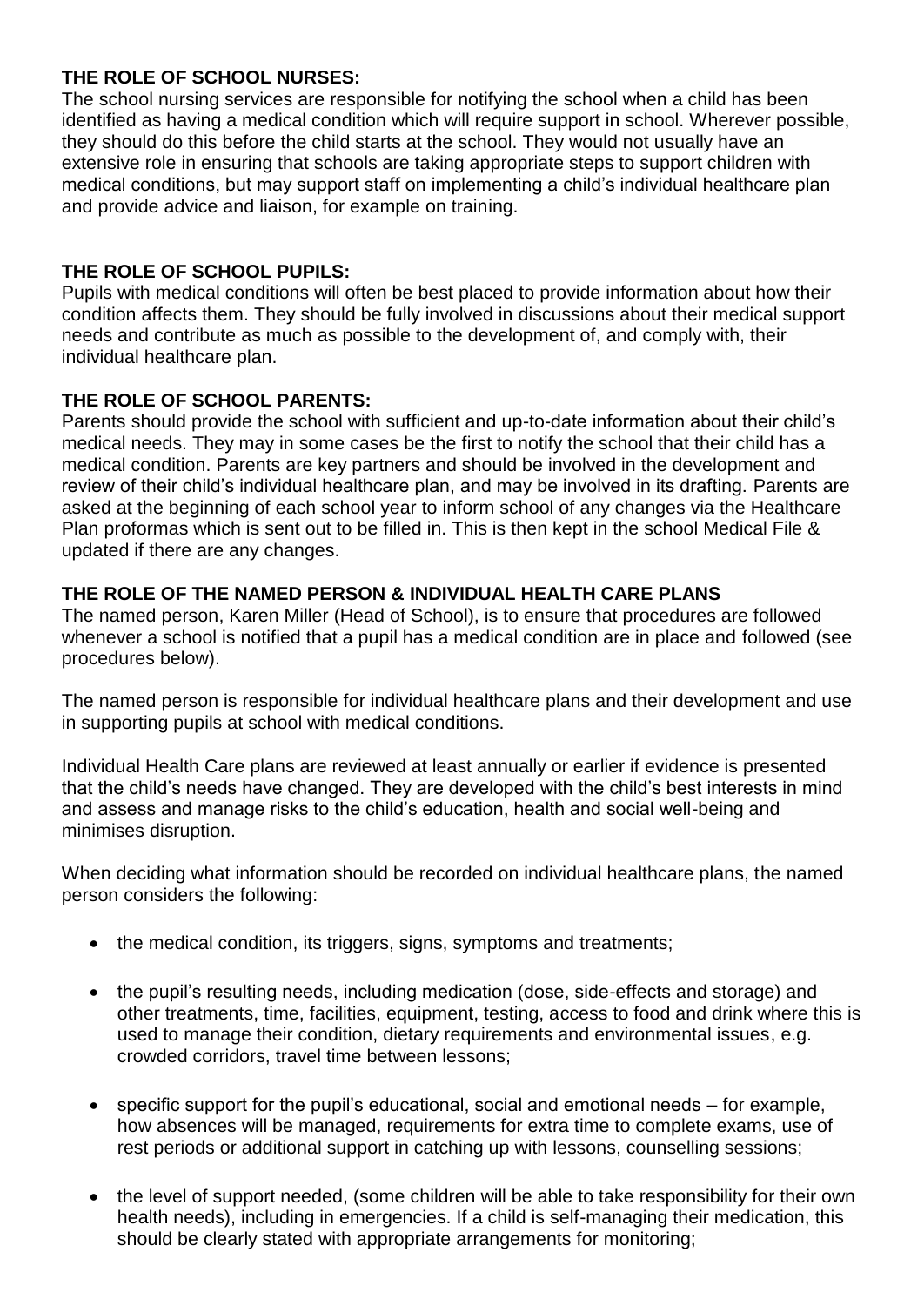**THE ROLE OF SCHOOL NURSES:**
The school nursing services are responsible for notifying the school when a child has been identified as having a medical condition which will require support in school. Wherever possible, they should do this before the child starts at the school. They would not usually have an extensive role in ensuring that schools are taking appropriate steps to support children with medical conditions, but may support staff on implementing a child's individual healthcare plan and provide advice and liaison, for example on training.

**THE ROLE OF SCHOOL PUPILS:**
Pupils with medical conditions will often be best placed to provide information about how their condition affects them. They should be fully involved in discussions about their medical support needs and contribute as much as possible to the development of, and comply with, their individual healthcare plan.

**THE ROLE OF SCHOOL PARENTS:**
Parents should provide the school with sufficient and up-to-date information about their child's medical needs. They may in some cases be the first to notify the school that their child has a medical condition. Parents are key partners and should be involved in the development and review of their child's individual healthcare plan, and may be involved in its drafting. Parents are asked at the beginning of each school year to inform school of any changes via the Healthcare Plan proformas which is sent out to be filled in. This is then kept in the school Medical File & updated if there are any changes.

**THE ROLE OF THE NAMED PERSON & INDIVIDUAL HEALTH CARE PLANS**
The named person, Karen Miller (Head of School), is to ensure that procedures are followed whenever a school is notified that a pupil has a medical condition are in place and followed (see procedures below).

The named person is responsible for individual healthcare plans and their development and use in supporting pupils at school with medical conditions.

Individual Health Care plans are reviewed at least annually or earlier if evidence is presented that the child's needs have changed. They are developed with the child's best interests in mind and assess and manage risks to the child's education, health and social well-being and minimises disruption.

When deciding what information should be recorded on individual healthcare plans, the named person considers the following:

- the medical condition, its triggers, signs, symptoms and treatments;
- the pupil's resulting needs, including medication (dose, side-effects and storage) and other treatments, time, facilities, equipment, testing, access to food and drink where this is used to manage their condition, dietary requirements and environmental issues, e.g. crowded corridors, travel time between lessons;
- specific support for the pupil's educational, social and emotional needs – for example, how absences will be managed, requirements for extra time to complete exams, use of rest periods or additional support in catching up with lessons, counselling sessions;
- the level of support needed, (some children will be able to take responsibility for their own health needs), including in emergencies. If a child is self-managing their medication, this should be clearly stated with appropriate arrangements for monitoring;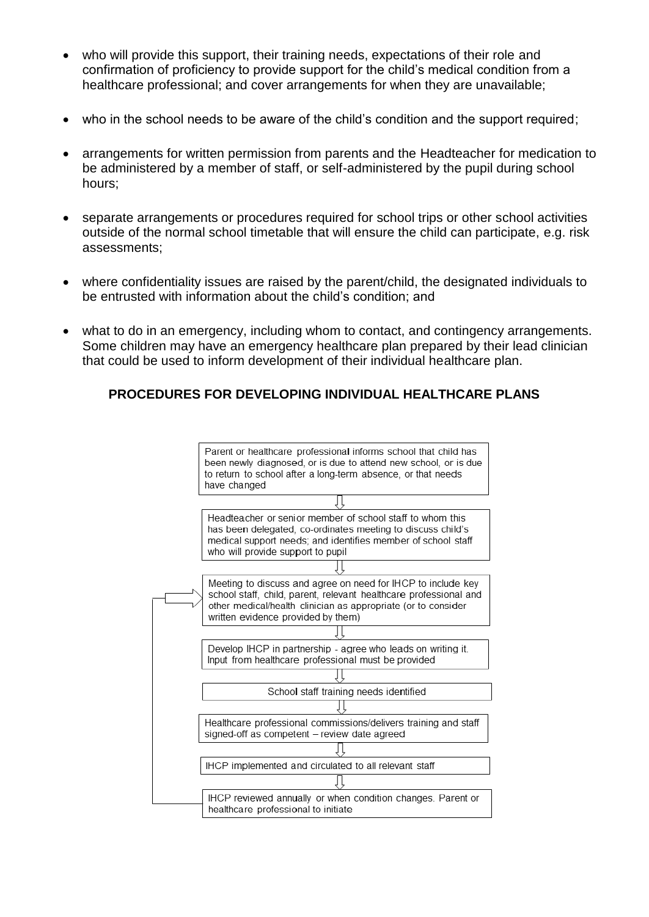- who will provide this support, their training needs, expectations of their role and confirmation of proficiency to provide support for the child's medical condition from a healthcare professional; and cover arrangements for when they are unavailable;

- who in the school needs to be aware of the child's condition and the support required;

- arrangements for written permission from parents and the Headteacher for medication to be administered by a member of staff, or self-administered by the pupil during school hours;

- separate arrangements or procedures required for school trips or other school activities outside of the normal school timetable that will ensure the child can participate, e.g. risk assessments;

- where confidentiality issues are raised by the parent/child, the designated individuals to be entrusted with information about the child's condition; and

- what to do in an emergency, including whom to contact, and contingency arrangements. Some children may have an emergency healthcare plan prepared by their lead clinician that could be used to inform development of their individual healthcare plan.

## PROCEDURES FOR DEVELOPING INDIVIDUAL HEALTHCARE PLANS

Parent or healthcare professional informs school that child has been newly diagnosed, or is due to attend new school, or is due to return to school after a long-term absence, or that needs have changed

⇩

Headteacher or senior member of school staff to whom this has been delegated, co-ordinates meeting to discuss child's medical support needs; and identifies member of school staff who will provide support to pupil

⇩

Meeting to discuss and agree on need for IHCP to include key school staff, child, parent, relevant healthcare professional and other medical/health clinician as appropriate (or to consider written evidence provided by them)

⇩

Develop IHCP in partnership - agree who leads on writing it. Input from healthcare professional must be provided

⇩

School staff training needs identified

⇩

Healthcare professional commissions/delivers training and staff signed-off as competent – review date agreed

⇩

IHCP implemented and circulated to all relevant staff

⇩

IHCP reviewed annually or when condition changes. Parent or healthcare professional to initiate (returns to "Meeting to discuss and agree on need for IHCP")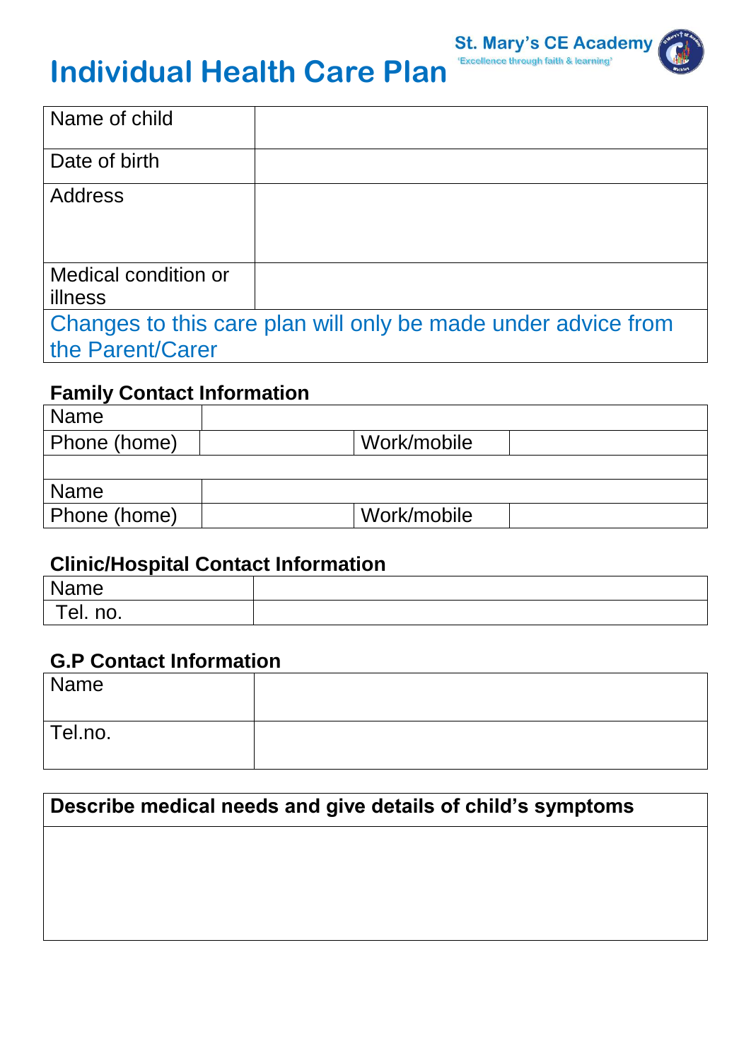St. Mary's CE Academy
'Excellence through faith & learning'

# Individual Health Care Plan

| Name of child | |
|---|---|
| Date of birth | |
| Address | |
| Medical condition or illness | |
| Changes to this care plan will only be made under advice from the Parent/Carer | |

### Family Contact Information

| Name | | | |
|---|---|---|---|
| Phone (home) | | Work/mobile | |
| | | | |
| Name | | | |
| Phone (home) | | Work/mobile | |

### Clinic/Hospital Contact Information

| Name | |
|---|---|
| Tel. no. | |

### G.P Contact Information

| Name | |
|---|---|
| Tel.no. | |

| Describe medical needs and give details of child's symptoms |
|---|
| |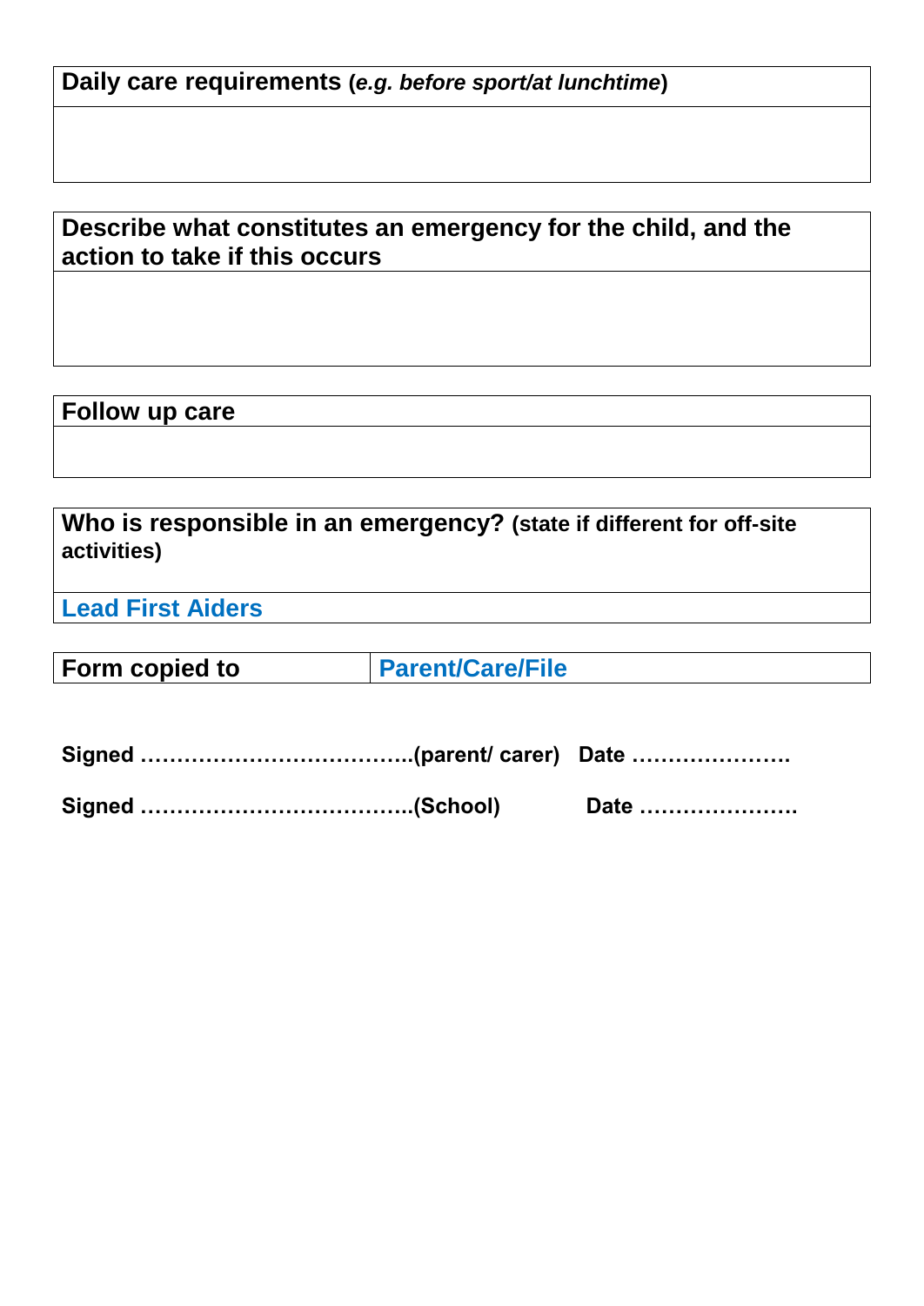| **Daily care requirements** (***e.g. before sport/at lunchtime***) |
|---|
| |

| **Describe what constitutes an emergency for the child, and the action to take if this occurs** |
|---|
| |

| **Follow up care** |
|---|
| |

| **Who is responsible in an emergency?** (**state if different for off-site activities**) |
|---|
| Lead First Aiders |

| | |
|---|---|
| **Form copied to** | Parent/Care/File |

**Signed ……………………………….(parent/ carer) Date ………………….**

**Signed ……………………………….(School) Date ………………….**